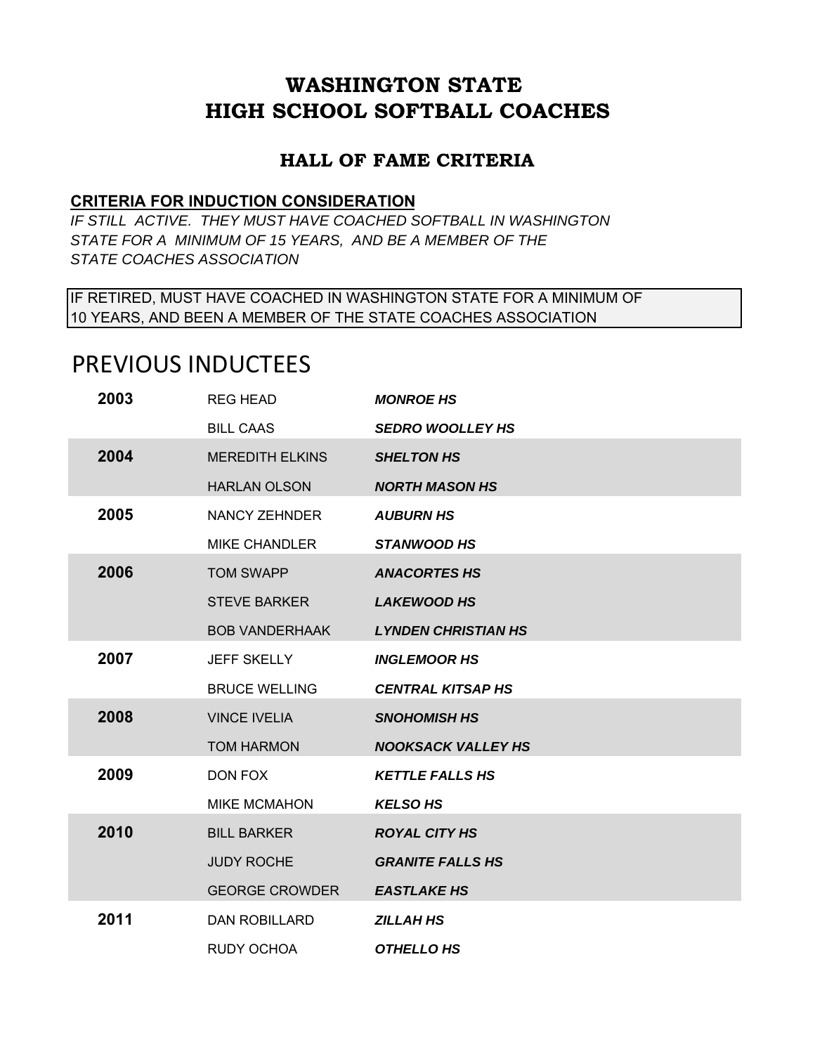# WASHINGTON STATE
# HIGH SCHOOL SOFTBALL COACHES

## HALL OF FAME CRITERIA

**CRITERIA FOR INDUCTION CONSIDERATION**

*IF STILL ACTIVE. THEY MUST HAVE COACHED SOFTBALL IN WASHINGTON STATE FOR A MINIMUM OF 15 YEARS, AND BE A MEMBER OF THE STATE COACHES ASSOCIATION*

IF RETIRED, MUST HAVE COACHED IN WASHINGTON STATE FOR A MINIMUM OF 10 YEARS, AND BEEN A MEMBER OF THE STATE COACHES ASSOCIATION

# PREVIOUS INDUCTEES

| Year | Name | School |
|---|---|---|
| **2003** | REG HEAD | ***MONROE HS*** |
| | BILL CAAS | ***SEDRO WOOLLEY HS*** |
| **2004** | MEREDITH ELKINS | ***SHELTON HS*** |
| | HARLAN OLSON | ***NORTH MASON HS*** |
| **2005** | NANCY ZEHNDER | ***AUBURN HS*** |
| | MIKE CHANDLER | ***STANWOOD HS*** |
| **2006** | TOM SWAPP | ***ANACORTES HS*** |
| | STEVE BARKER | ***LAKEWOOD HS*** |
| | BOB VANDERHAAK | ***LYNDEN CHRISTIAN HS*** |
| **2007** | JEFF SKELLY | ***INGLEMOOR HS*** |
| | BRUCE WELLING | ***CENTRAL KITSAP HS*** |
| **2008** | VINCE IVELIA | ***SNOHOMISH HS*** |
| | TOM HARMON | ***NOOKSACK VALLEY HS*** |
| **2009** | DON FOX | ***KETTLE FALLS HS*** |
| | MIKE MCMAHON | ***KELSO HS*** |
| **2010** | BILL BARKER | ***ROYAL CITY HS*** |
| | JUDY ROCHE | ***GRANITE FALLS HS*** |
| | GEORGE CROWDER | ***EASTLAKE HS*** |
| **2011** | DAN ROBILLARD | ***ZILLAH HS*** |
| | RUDY OCHOA | ***OTHELLO HS*** |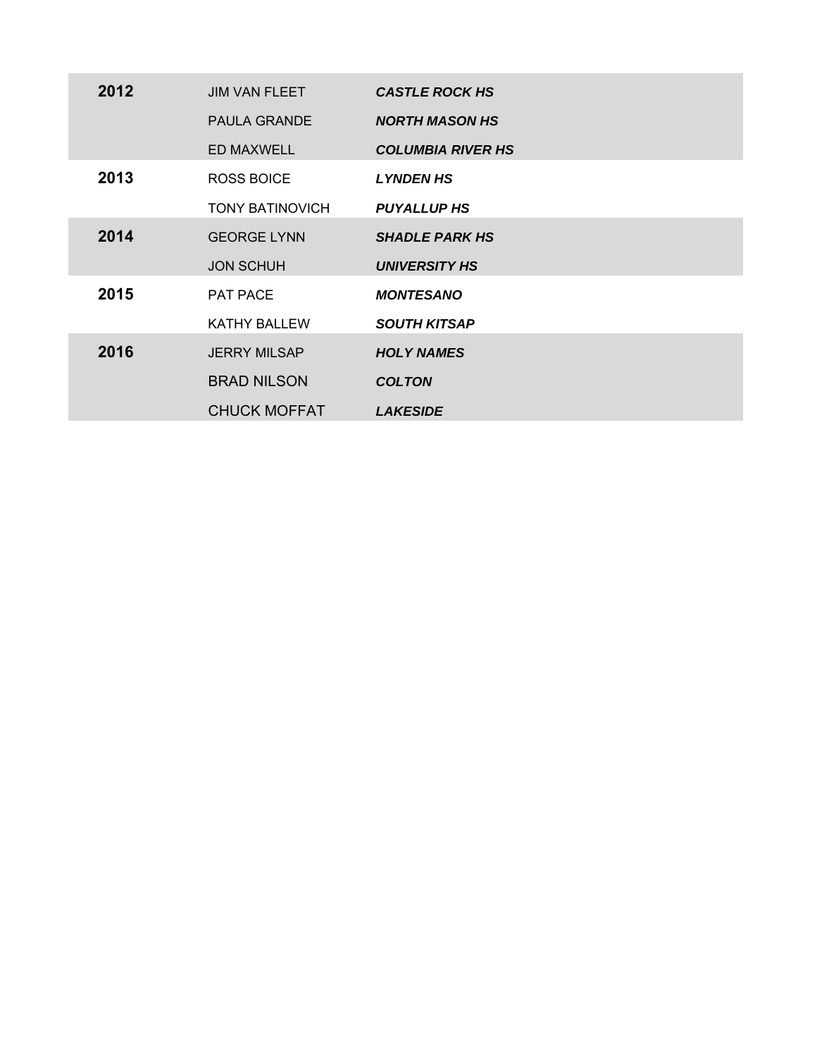| | | |
|---|---|---|
| **2012** | JIM VAN FLEET | ***CASTLE ROCK HS*** |
| | PAULA GRANDE | ***NORTH MASON HS*** |
| | ED MAXWELL | ***COLUMBIA RIVER HS*** |
| **2013** | ROSS BOICE | ***LYNDEN HS*** |
| | TONY BATINOVICH | ***PUYALLUP HS*** |
| **2014** | GEORGE LYNN | ***SHADLE PARK HS*** |
| | JON SCHUH | ***UNIVERSITY HS*** |
| **2015** | PAT PACE | ***MONTESANO*** |
| | KATHY BALLEW | ***SOUTH KITSAP*** |
| **2016** | JERRY MILSAP | ***HOLY NAMES*** |
| | BRAD NILSON | ***COLTON*** |
| | CHUCK MOFFAT | ***LAKESIDE*** |